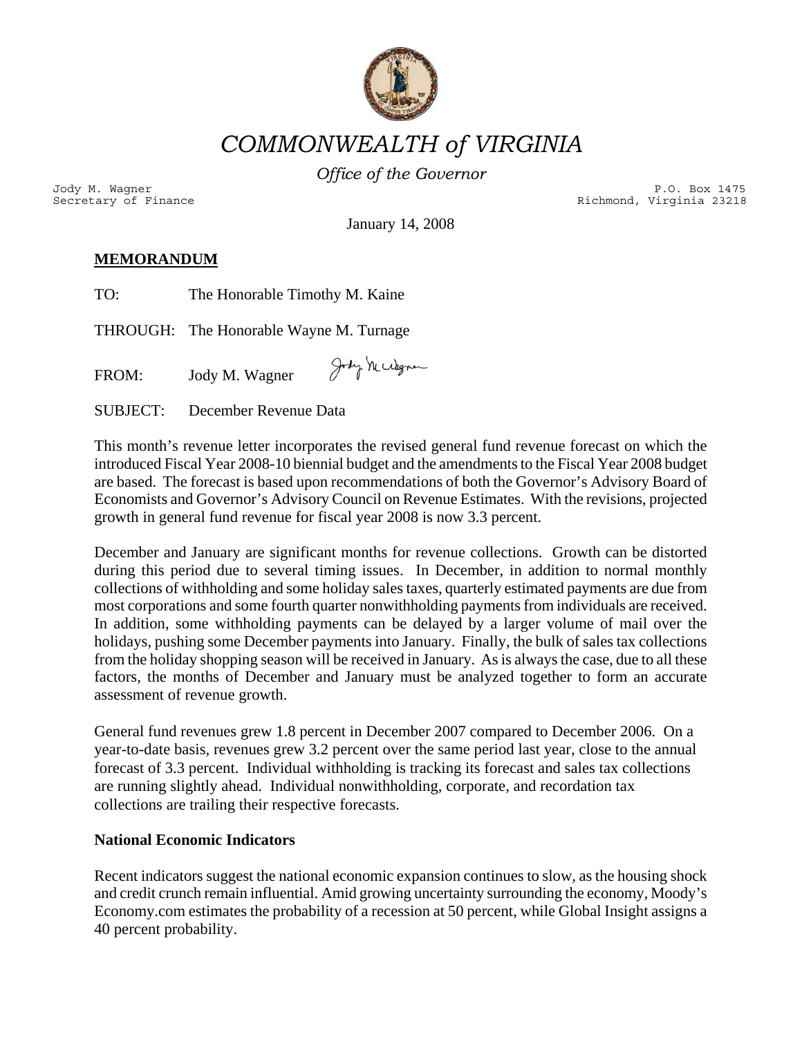# *COMMONWEALTH of VIRGINIA*

*Office of the Governor*

Jody M. Wagner
Secretary of Finance

P.O. Box 1475
Richmond, Virginia 23218

January 14, 2008

**MEMORANDUM**

TO: The Honorable Timothy M. Kaine

THROUGH: The Honorable Wayne M. Turnage

FROM: Jody M. Wagner

SUBJECT: December Revenue Data

This month's revenue letter incorporates the revised general fund revenue forecast on which the introduced Fiscal Year 2008-10 biennial budget and the amendments to the Fiscal Year 2008 budget are based. The forecast is based upon recommendations of both the Governor's Advisory Board of Economists and Governor's Advisory Council on Revenue Estimates. With the revisions, projected growth in general fund revenue for fiscal year 2008 is now 3.3 percent.

December and January are significant months for revenue collections. Growth can be distorted during this period due to several timing issues. In December, in addition to normal monthly collections of withholding and some holiday sales taxes, quarterly estimated payments are due from most corporations and some fourth quarter nonwithholding payments from individuals are received. In addition, some withholding payments can be delayed by a larger volume of mail over the holidays, pushing some December payments into January. Finally, the bulk of sales tax collections from the holiday shopping season will be received in January. As is always the case, due to all these factors, the months of December and January must be analyzed together to form an accurate assessment of revenue growth.

General fund revenues grew 1.8 percent in December 2007 compared to December 2006. On a year-to-date basis, revenues grew 3.2 percent over the same period last year, close to the annual forecast of 3.3 percent. Individual withholding is tracking its forecast and sales tax collections are running slightly ahead. Individual nonwithholding, corporate, and recordation tax collections are trailing their respective forecasts.

**National Economic Indicators**

Recent indicators suggest the national economic expansion continues to slow, as the housing shock and credit crunch remain influential. Amid growing uncertainty surrounding the economy, Moody's Economy.com estimates the probability of a recession at 50 percent, while Global Insight assigns a 40 percent probability.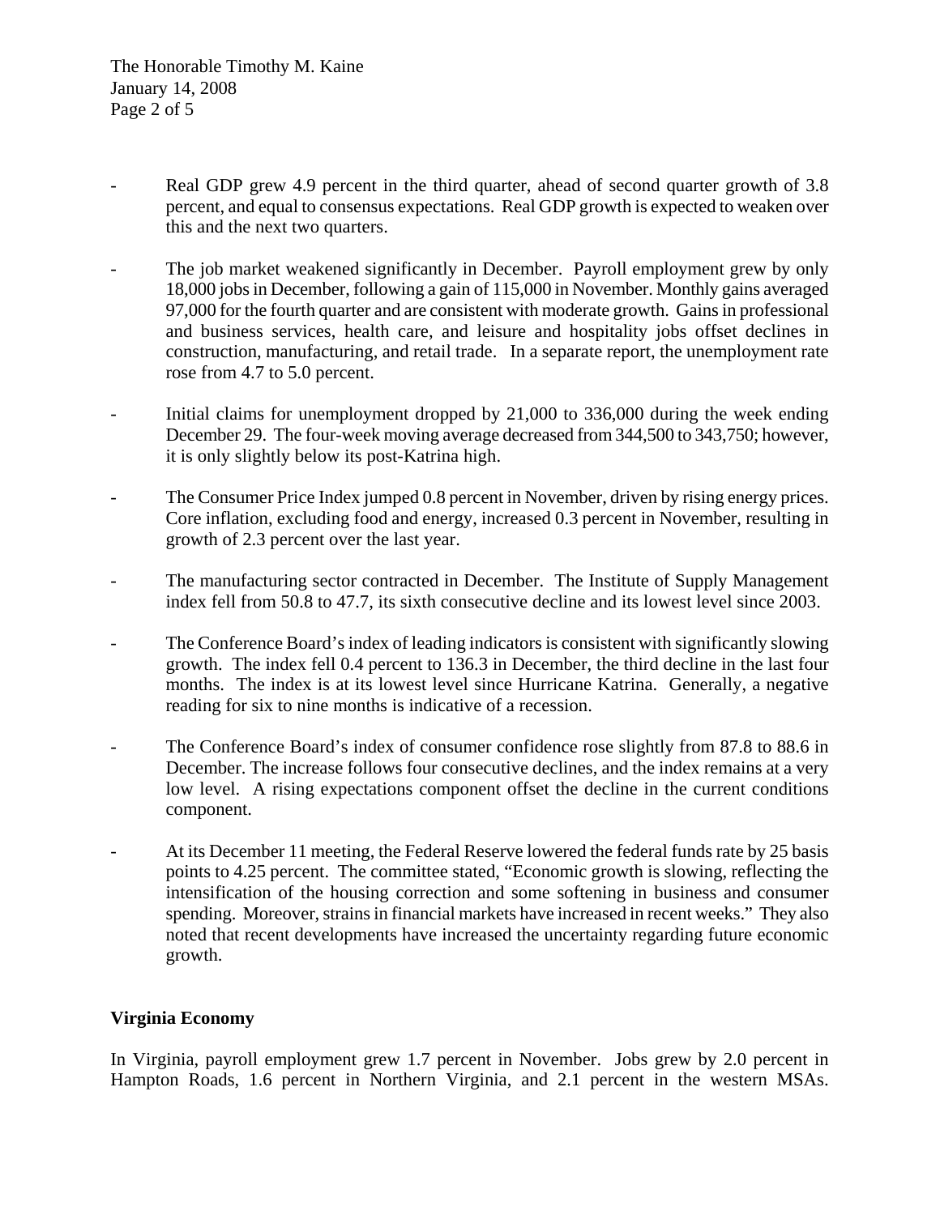- Real GDP grew 4.9 percent in the third quarter, ahead of second quarter growth of 3.8 percent, and equal to consensus expectations. Real GDP growth is expected to weaken over this and the next two quarters.

- The job market weakened significantly in December. Payroll employment grew by only 18,000 jobs in December, following a gain of 115,000 in November. Monthly gains averaged 97,000 for the fourth quarter and are consistent with moderate growth. Gains in professional and business services, health care, and leisure and hospitality jobs offset declines in construction, manufacturing, and retail trade. In a separate report, the unemployment rate rose from 4.7 to 5.0 percent.

- Initial claims for unemployment dropped by 21,000 to 336,000 during the week ending December 29. The four-week moving average decreased from 344,500 to 343,750; however, it is only slightly below its post-Katrina high.

- The Consumer Price Index jumped 0.8 percent in November, driven by rising energy prices. Core inflation, excluding food and energy, increased 0.3 percent in November, resulting in growth of 2.3 percent over the last year.

- The manufacturing sector contracted in December. The Institute of Supply Management index fell from 50.8 to 47.7, its sixth consecutive decline and its lowest level since 2003.

- The Conference Board's index of leading indicators is consistent with significantly slowing growth. The index fell 0.4 percent to 136.3 in December, the third decline in the last four months. The index is at its lowest level since Hurricane Katrina. Generally, a negative reading for six to nine months is indicative of a recession.

- The Conference Board's index of consumer confidence rose slightly from 87.8 to 88.6 in December. The increase follows four consecutive declines, and the index remains at a very low level. A rising expectations component offset the decline in the current conditions component.

- At its December 11 meeting, the Federal Reserve lowered the federal funds rate by 25 basis points to 4.25 percent. The committee stated, "Economic growth is slowing, reflecting the intensification of the housing correction and some softening in business and consumer spending. Moreover, strains in financial markets have increased in recent weeks." They also noted that recent developments have increased the uncertainty regarding future economic growth.

**Virginia Economy**

In Virginia, payroll employment grew 1.7 percent in November. Jobs grew by 2.0 percent in Hampton Roads, 1.6 percent in Northern Virginia, and 2.1 percent in the western MSAs.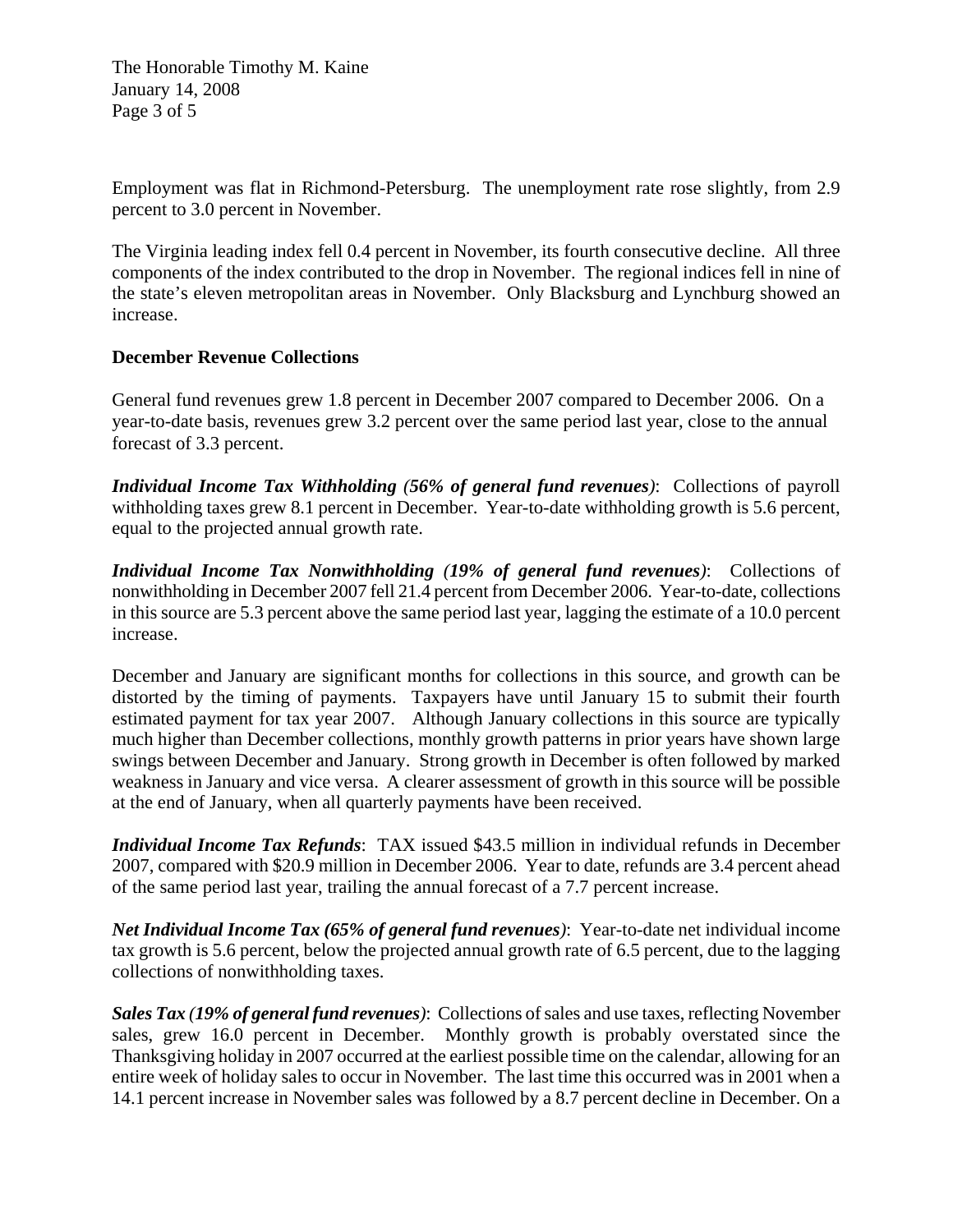Employment was flat in Richmond-Petersburg. The unemployment rate rose slightly, from 2.9 percent to 3.0 percent in November.

The Virginia leading index fell 0.4 percent in November, its fourth consecutive decline. All three components of the index contributed to the drop in November. The regional indices fell in nine of the state's eleven metropolitan areas in November. Only Blacksburg and Lynchburg showed an increase.

**December Revenue Collections**

General fund revenues grew 1.8 percent in December 2007 compared to December 2006. On a year-to-date basis, revenues grew 3.2 percent over the same period last year, close to the annual forecast of 3.3 percent.

***Individual Income Tax Withholding (56% of general fund revenues)***: Collections of payroll withholding taxes grew 8.1 percent in December. Year-to-date withholding growth is 5.6 percent, equal to the projected annual growth rate.

***Individual Income Tax Nonwithholding (19% of general fund revenues)***: Collections of nonwithholding in December 2007 fell 21.4 percent from December 2006. Year-to-date, collections in this source are 5.3 percent above the same period last year, lagging the estimate of a 10.0 percent increase.

December and January are significant months for collections in this source, and growth can be distorted by the timing of payments. Taxpayers have until January 15 to submit their fourth estimated payment for tax year 2007. Although January collections in this source are typically much higher than December collections, monthly growth patterns in prior years have shown large swings between December and January. Strong growth in December is often followed by marked weakness in January and vice versa. A clearer assessment of growth in this source will be possible at the end of January, when all quarterly payments have been received.

***Individual Income Tax Refunds***: TAX issued $43.5 million in individual refunds in December 2007, compared with $20.9 million in December 2006. Year to date, refunds are 3.4 percent ahead of the same period last year, trailing the annual forecast of a 7.7 percent increase.

***Net Individual Income Tax (65% of general fund revenues)***: Year-to-date net individual income tax growth is 5.6 percent, below the projected annual growth rate of 6.5 percent, due to the lagging collections of nonwithholding taxes.

***Sales Tax (19% of general fund revenues)***: Collections of sales and use taxes, reflecting November sales, grew 16.0 percent in December. Monthly growth is probably overstated since the Thanksgiving holiday in 2007 occurred at the earliest possible time on the calendar, allowing for an entire week of holiday sales to occur in November. The last time this occurred was in 2001 when a 14.1 percent increase in November sales was followed by a 8.7 percent decline in December. On a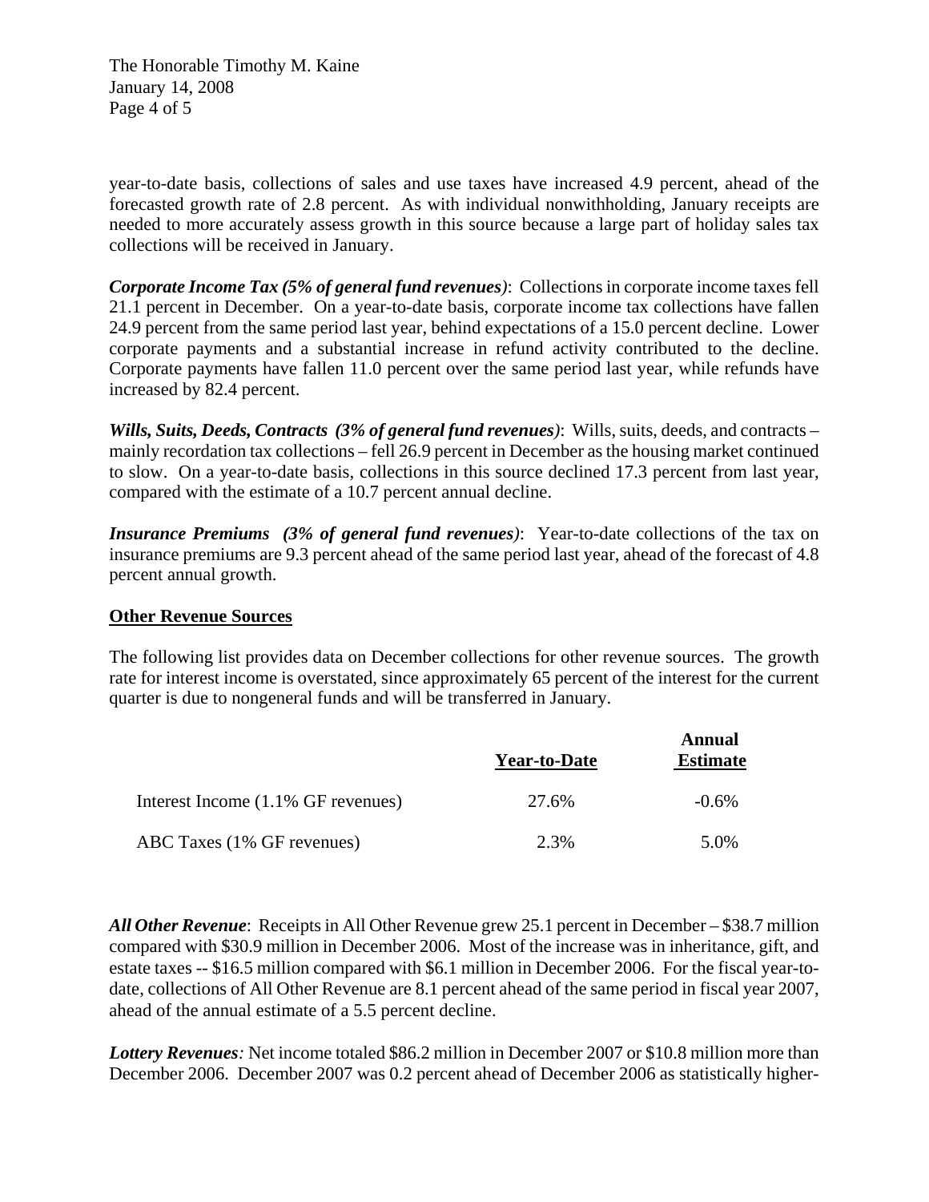year-to-date basis, collections of sales and use taxes have increased 4.9 percent, ahead of the forecasted growth rate of 2.8 percent. As with individual nonwithholding, January receipts are needed to more accurately assess growth in this source because a large part of holiday sales tax collections will be received in January.

***Corporate Income Tax (5% of general fund revenues)***: Collections in corporate income taxes fell 21.1 percent in December. On a year-to-date basis, corporate income tax collections have fallen 24.9 percent from the same period last year, behind expectations of a 15.0 percent decline. Lower corporate payments and a substantial increase in refund activity contributed to the decline. Corporate payments have fallen 11.0 percent over the same period last year, while refunds have increased by 82.4 percent.

***Wills, Suits, Deeds, Contracts (3% of general fund revenues)***: Wills, suits, deeds, and contracts – mainly recordation tax collections – fell 26.9 percent in December as the housing market continued to slow. On a year-to-date basis, collections in this source declined 17.3 percent from last year, compared with the estimate of a 10.7 percent annual decline.

***Insurance Premiums (3% of general fund revenues)***: Year-to-date collections of the tax on insurance premiums are 9.3 percent ahead of the same period last year, ahead of the forecast of 4.8 percent annual growth.

**Other Revenue Sources**

The following list provides data on December collections for other revenue sources. The growth rate for interest income is overstated, since approximately 65 percent of the interest for the current quarter is due to nongeneral funds and will be transferred in January.

| | Year-to-Date | Annual Estimate |
|---|---|---|
| Interest Income (1.1% GF revenues) | 27.6% | -0.6% |
| ABC Taxes (1% GF revenues) | 2.3% | 5.0% |

***All Other Revenue***: Receipts in All Other Revenue grew 25.1 percent in December – $38.7 million compared with $30.9 million in December 2006. Most of the increase was in inheritance, gift, and estate taxes -- $16.5 million compared with $6.1 million in December 2006. For the fiscal year-to-date, collections of All Other Revenue are 8.1 percent ahead of the same period in fiscal year 2007, ahead of the annual estimate of a 5.5 percent decline.

***Lottery Revenues:*** Net income totaled $86.2 million in December 2007 or $10.8 million more than December 2006. December 2007 was 0.2 percent ahead of December 2006 as statistically higher-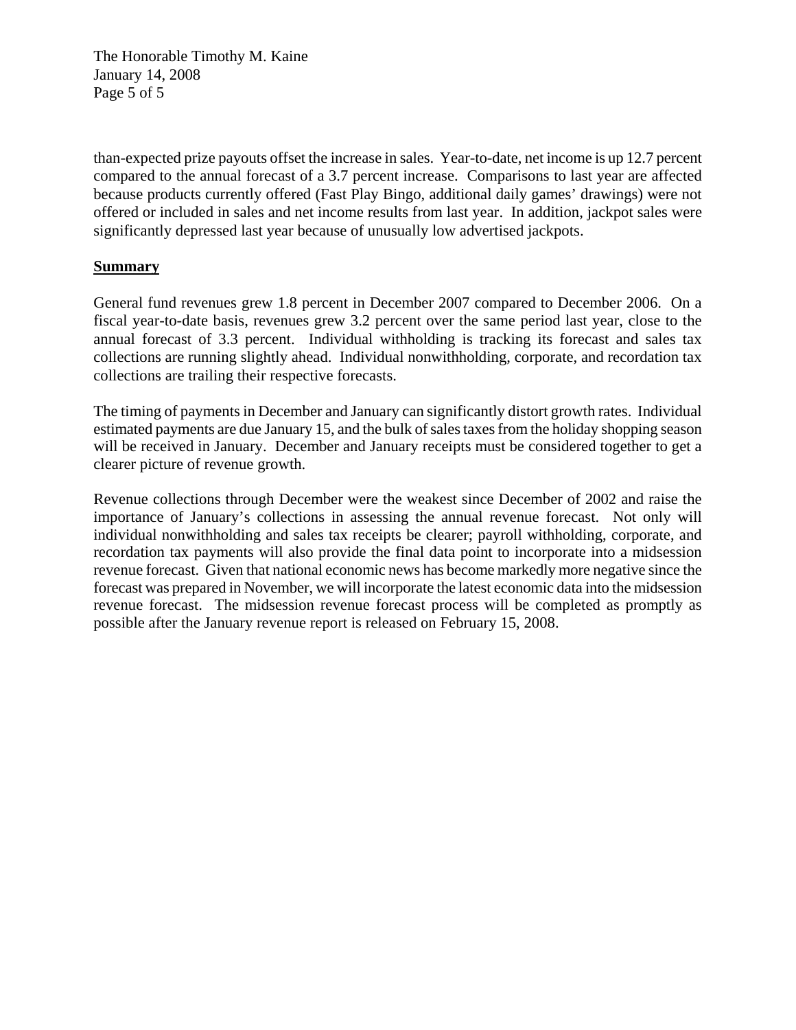than-expected prize payouts offset the increase in sales. Year-to-date, net income is up 12.7 percent compared to the annual forecast of a 3.7 percent increase. Comparisons to last year are affected because products currently offered (Fast Play Bingo, additional daily games' drawings) were not offered or included in sales and net income results from last year. In addition, jackpot sales were significantly depressed last year because of unusually low advertised jackpots.

## Summary

General fund revenues grew 1.8 percent in December 2007 compared to December 2006. On a fiscal year-to-date basis, revenues grew 3.2 percent over the same period last year, close to the annual forecast of 3.3 percent. Individual withholding is tracking its forecast and sales tax collections are running slightly ahead. Individual nonwithholding, corporate, and recordation tax collections are trailing their respective forecasts.

The timing of payments in December and January can significantly distort growth rates. Individual estimated payments are due January 15, and the bulk of sales taxes from the holiday shopping season will be received in January. December and January receipts must be considered together to get a clearer picture of revenue growth.

Revenue collections through December were the weakest since December of 2002 and raise the importance of January's collections in assessing the annual revenue forecast. Not only will individual nonwithholding and sales tax receipts be clearer; payroll withholding, corporate, and recordation tax payments will also provide the final data point to incorporate into a midsession revenue forecast. Given that national economic news has become markedly more negative since the forecast was prepared in November, we will incorporate the latest economic data into the midsession revenue forecast. The midsession revenue forecast process will be completed as promptly as possible after the January revenue report is released on February 15, 2008.